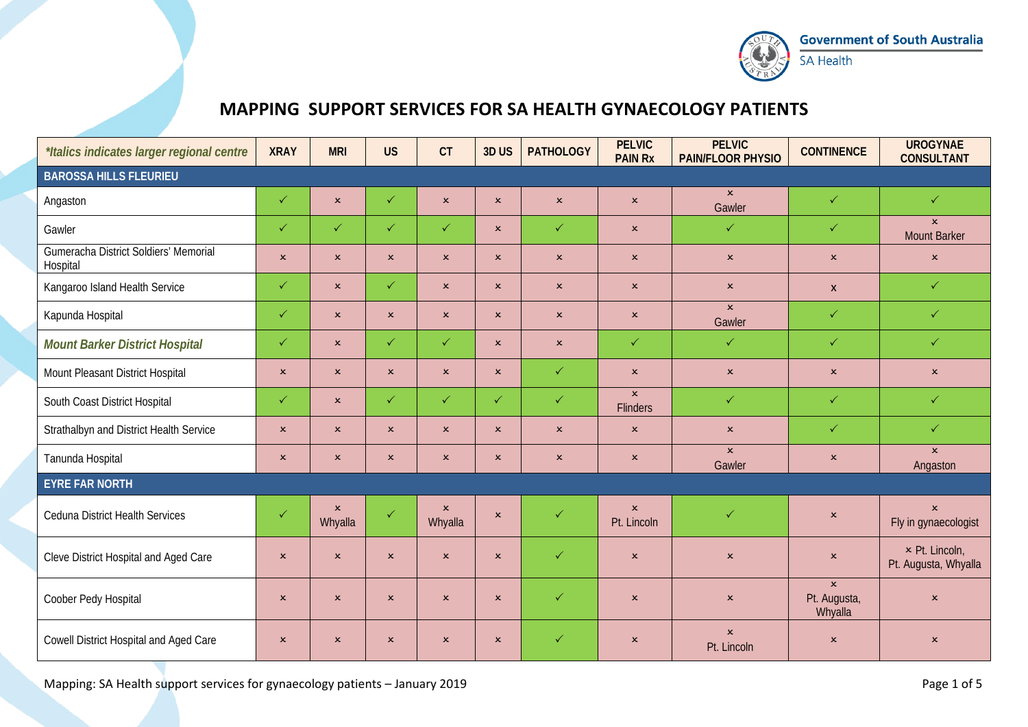# MAPPING SUPPORT SERVICES FOR SA HEALTH GYNAECOLOGY PATIENTS

| *\*Italics indicates larger regional centre* | XRAY | MRI | US | CT | 3D US | PATHOLOGY | PELVIC PAIN Rx | PELVIC PAIN/FLOOR PHYSIO | CONTINENCE | UROGYNAE CONSULTANT |
|---|---|---|---|---|---|---|---|---|---|---|
| **BAROSSA HILLS FLEURIEU** | | | | | | | | | | |
| Angaston | ✓ | × | ✓ | × | × | × | × | × Gawler | ✓ | ✓ |
| Gawler | ✓ | ✓ | ✓ | ✓ | × | ✓ | × | ✓ | ✓ | × Mount Barker |
| Gumeracha District Soldiers' Memorial Hospital | × | × | × | × | × | × | × | × | × | × |
| Kangaroo Island Health Service | ✓ | × | ✓ | × | × | × | × | × | x | ✓ |
| Kapunda Hospital | ✓ | × | × | × | × | × | × | × Gawler | ✓ | ✓ |
| ***Mount Barker District Hospital*** | ✓ | × | ✓ | ✓ | × | × | ✓ | ✓ | ✓ | ✓ |
| Mount Pleasant District Hospital | × | × | × | × | × | ✓ | × | × | × | × |
| South Coast District Hospital | ✓ | × | ✓ | ✓ | ✓ | ✓ | × Flinders | ✓ | ✓ | ✓ |
| Strathalbyn and District Health Service | × | × | × | × | × | × | × | × | ✓ | ✓ |
| Tanunda Hospital | × | × | × | × | × | × | × | × Gawler | × | × Angaston |
| **EYRE FAR NORTH** | | | | | | | | | | |
| Ceduna District Health Services | ✓ | × Whyalla | ✓ | × Whyalla | × | ✓ | × Pt. Lincoln | ✓ | × | × Fly in gynaecologist |
| Cleve District Hospital and Aged Care | × | × | × | × | × | ✓ | × | × | × | × Pt. Lincoln, Pt. Augusta, Whyalla |
| Coober Pedy Hospital | × | × | × | × | × | ✓ | × | × | × Pt. Augusta, Whyalla | × |
| Cowell District Hospital and Aged Care | × | × | × | × | × | ✓ | × | × Pt. Lincoln | × | × |

Mapping: SA Health support services for gynaecology patients – January 2019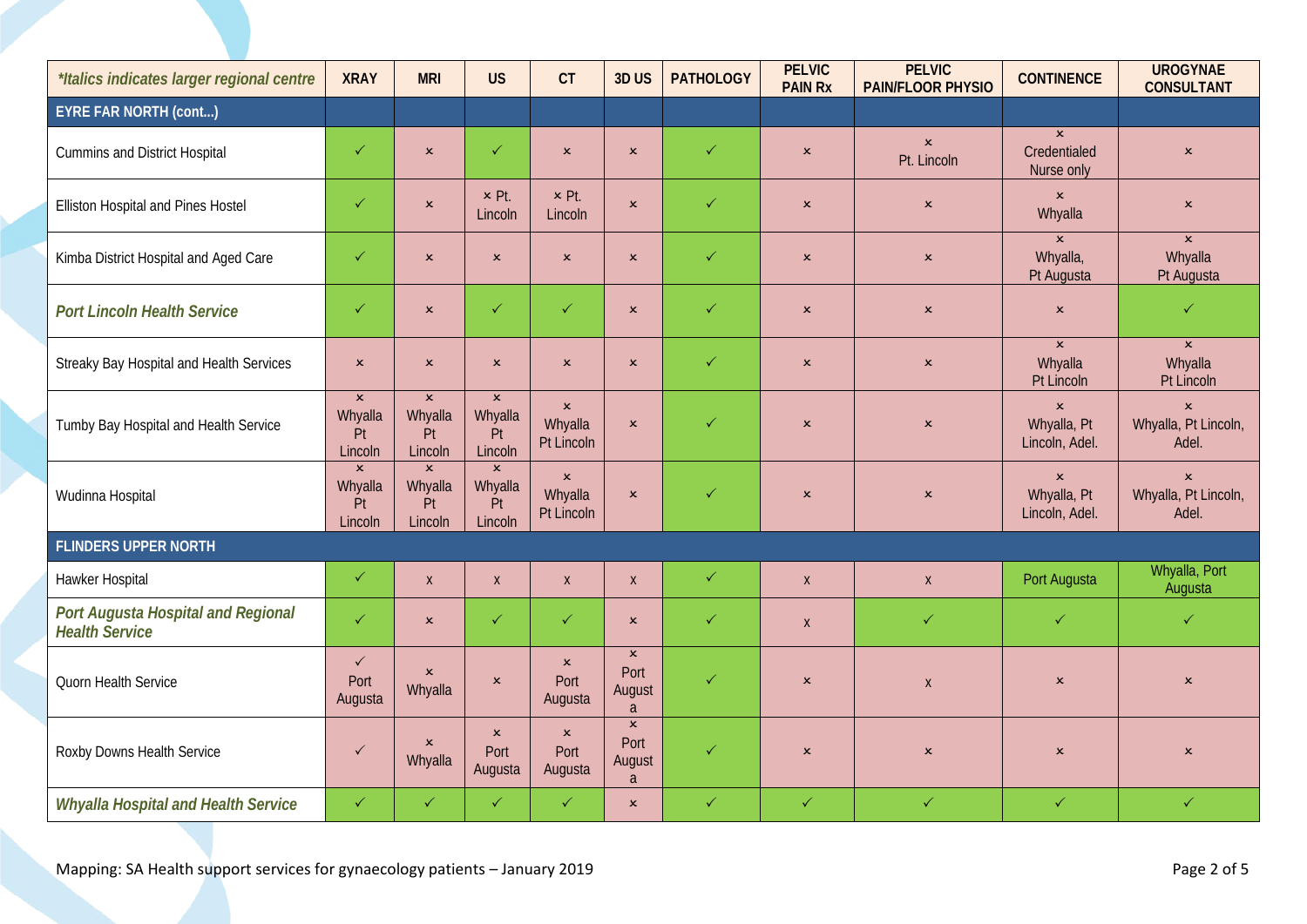| *\*Italics indicates larger regional centre* | XRAY | MRI | US | CT | 3D US | PATHOLOGY | PELVIC PAIN Rx | PELVIC PAIN/FLOOR PHYSIO | CONTINENCE | UROGYNAE CONSULTANT |
|---|---|---|---|---|---|---|---|---|---|---|
| **EYRE FAR NORTH (cont...)** | | | | | | | | | | |
| Cummins and District Hospital | ✓ | × | ✓ | × | × | ✓ | × | × Pt. Lincoln | × Credentialed Nurse only | × |
| Elliston Hospital and Pines Hostel | ✓ | × | × Pt. Lincoln | × Pt. Lincoln | × | ✓ | × | × | × Whyalla | × |
| Kimba District Hospital and Aged Care | ✓ | × | × | × | × | ✓ | × | × | × Whyalla, Pt Augusta | × Whyalla Pt Augusta |
| *Port Lincoln Health Service* | ✓ | × | ✓ | ✓ | × | ✓ | × | × | × | ✓ |
| Streaky Bay Hospital and Health Services | × | × | × | × | × | ✓ | × | × | × Whyalla Pt Lincoln | × Whyalla Pt Lincoln |
| Tumby Bay Hospital and Health Service | × Whyalla Pt Lincoln | × Whyalla Pt Lincoln | × Whyalla Pt Lincoln | × Whyalla Pt Lincoln | × | ✓ | × | × | × Whyalla, Pt Lincoln, Adel. | × Whyalla, Pt Lincoln, Adel. |
| Wudinna Hospital | × Whyalla Pt Lincoln | × Whyalla Pt Lincoln | × Whyalla Pt Lincoln | × Whyalla Pt Lincoln | × | ✓ | × | × | × Whyalla, Pt Lincoln, Adel. | × Whyalla, Pt Lincoln, Adel. |
| **FLINDERS UPPER NORTH** | | | | | | | | | | |
| Hawker Hospital | ✓ | x | x | x | x | ✓ | x | x | Port Augusta | Whyalla, Port Augusta |
| *Port Augusta Hospital and Regional Health Service* | ✓ | × | ✓ | ✓ | × | ✓ | x | ✓ | ✓ | ✓ |
| Quorn Health Service | ✓ Port Augusta | × Whyalla | × | × Port Augusta | × Port Augusta | ✓ | × | x | × | × |
| Roxby Downs Health Service | ✓ | × Whyalla | × Port Augusta | × Port Augusta | × Port Augusta | ✓ | × | × | × | × |
| *Whyalla Hospital and Health Service* | ✓ | ✓ | ✓ | ✓ | × | ✓ | ✓ | ✓ | ✓ | ✓ |

Mapping: SA Health support services for gynaecology patients – January 2019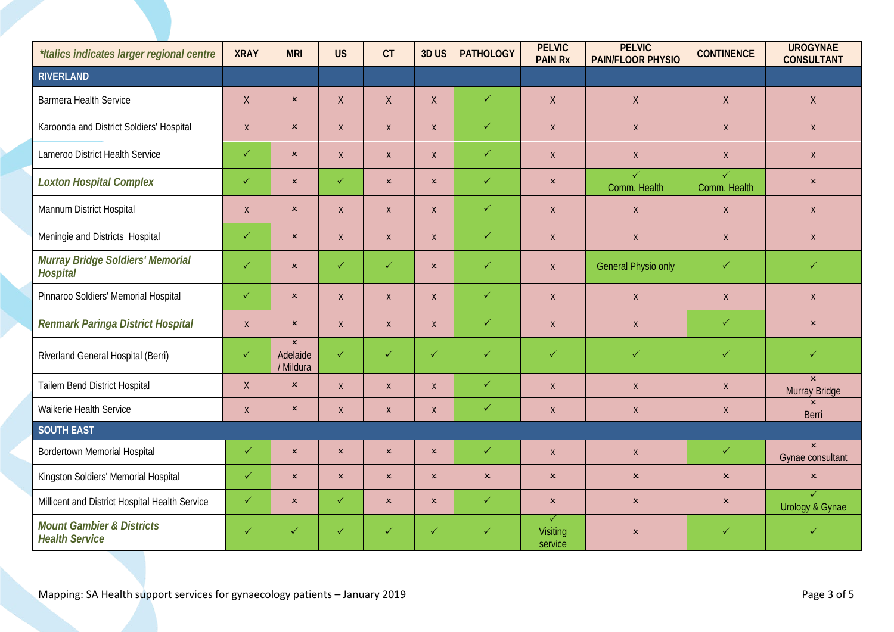| *\*Italics indicates larger regional centre* | XRAY | MRI | US | CT | 3D US | PATHOLOGY | PELVIC PAIN Rx | PELVIC PAIN/FLOOR PHYSIO | CONTINENCE | UROGYNAE CONSULTANT |
|---|---|---|---|---|---|---|---|---|---|---|
| **RIVERLAND** | | | | | | | | | | |
| Barmera Health Service | X | × | X | X | X | ✓ | X | X | X | X |
| Karoonda and District Soldiers' Hospital | x | × | x | x | x | ✓ | x | x | x | x |
| Lameroo District Health Service | ✓ | × | x | x | x | ✓ | x | x | x | x |
| ***Loxton Hospital Complex*** | ✓ | × | ✓ | × | × | ✓ | × | ✓ Comm. Health | ✓ Comm. Health | × |
| Mannum District Hospital | x | × | x | x | x | ✓ | x | x | x | x |
| Meningie and Districts Hospital | ✓ | × | x | x | x | ✓ | x | x | x | x |
| ***Murray Bridge Soldiers' Memorial Hospital*** | ✓ | × | ✓ | ✓ | × | ✓ | x | General Physio only | ✓ | ✓ |
| Pinnaroo Soldiers' Memorial Hospital | ✓ | × | x | x | x | ✓ | x | x | x | x |
| ***Renmark Paringa District Hospital*** | x | × | x | x | x | ✓ | x | x | ✓ | × |
| Riverland General Hospital (Berri) | ✓ | × Adelaide / Mildura | ✓ | ✓ | ✓ | ✓ | ✓ | ✓ | ✓ | ✓ |
| Tailem Bend District Hospital | X | × | x | x | x | ✓ | x | x | x | × Murray Bridge |
| Waikerie Health Service | x | × | x | x | x | ✓ | x | x | x | × Berri |
| **SOUTH EAST** | | | | | | | | | | |
| Bordertown Memorial Hospital | ✓ | × | × | × | × | ✓ | x | x | ✓ | × Gynae consultant |
| Kingston Soldiers' Memorial Hospital | ✓ | × | × | × | × | × | × | × | × | × |
| Millicent and District Hospital Health Service | ✓ | × | ✓ | × | × | ✓ | × | × | × | ✓ Urology & Gynae |
| ***Mount Gambier & Districts Health Service*** | ✓ | ✓ | ✓ | ✓ | ✓ | ✓ | ✓ Visiting service | × | ✓ | ✓ |

Mapping: SA Health support services for gynaecology patients – January 2019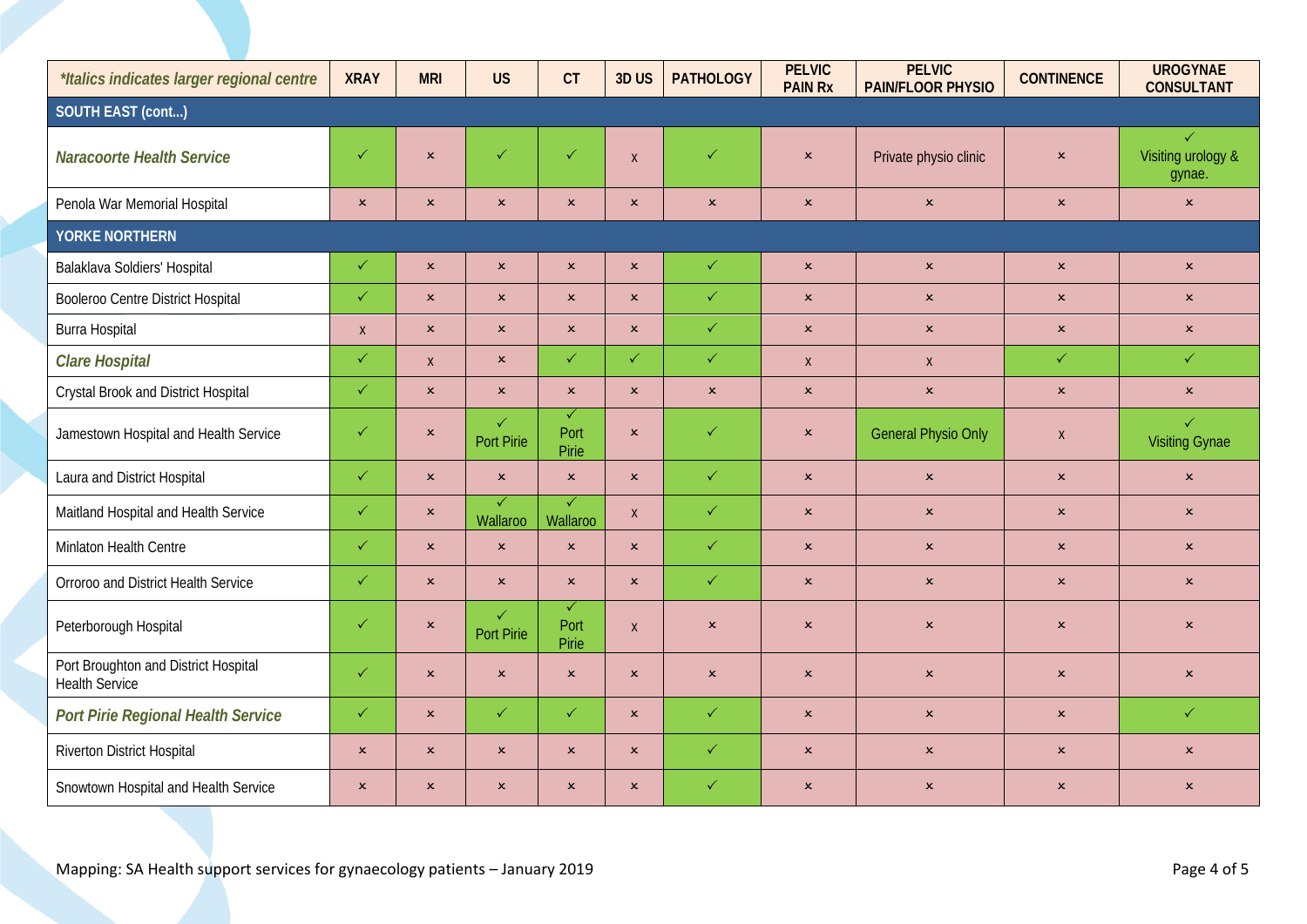| *\*Italics indicates larger regional centre* | XRAY | MRI | US | CT | 3D US | PATHOLOGY | PELVIC PAIN Rx | PELVIC PAIN/FLOOR PHYSIO | CONTINENCE | UROGYNAE CONSULTANT |
|---|---|---|---|---|---|---|---|---|---|---|
| **SOUTH EAST (cont...)** | | | | | | | | | | |
| ***Naracoorte Health Service*** | ✓ | × | ✓ | ✓ | x | ✓ | × | Private physio clinic | × | ✓ Visiting urology & gynae. |
| Penola War Memorial Hospital | × | × | × | × | × | × | × | × | × | × |
| **YORKE NORTHERN** | | | | | | | | | | |
| Balaklava Soldiers' Hospital | ✓ | × | × | × | × | ✓ | × | × | × | × |
| Booleroo Centre District Hospital | ✓ | × | × | × | × | ✓ | × | × | × | × |
| Burra Hospital | x | × | × | × | × | ✓ | × | × | × | × |
| ***Clare Hospital*** | ✓ | x | × | ✓ | ✓ | ✓ | x | x | ✓ | ✓ |
| Crystal Brook and District Hospital | ✓ | × | × | × | × | × | × | × | × | × |
| Jamestown Hospital and Health Service | ✓ | × | ✓ Port Pirie | ✓ Port Pirie | × | ✓ | × | General Physio Only | x | ✓ Visiting Gynae |
| Laura and District Hospital | ✓ | × | × | × | × | ✓ | × | × | × | × |
| Maitland Hospital and Health Service | ✓ | × | ✓ Wallaroo | ✓ Wallaroo | x | ✓ | × | × | × | × |
| Minlaton Health Centre | ✓ | × | × | × | × | ✓ | × | × | × | × |
| Orroroo and District Health Service | ✓ | × | × | × | × | ✓ | × | × | × | × |
| Peterborough Hospital | ✓ | × | ✓ Port Pirie | ✓ Port Pirie | x | × | × | × | × | × |
| Port Broughton and District Hospital Health Service | ✓ | × | × | × | × | × | × | × | × | × |
| ***Port Pirie Regional Health Service*** | ✓ | × | ✓ | ✓ | × | ✓ | × | × | × | ✓ |
| Riverton District Hospital | × | × | × | × | × | ✓ | × | × | × | × |
| Snowtown Hospital and Health Service | × | × | × | × | × | ✓ | × | × | × | × |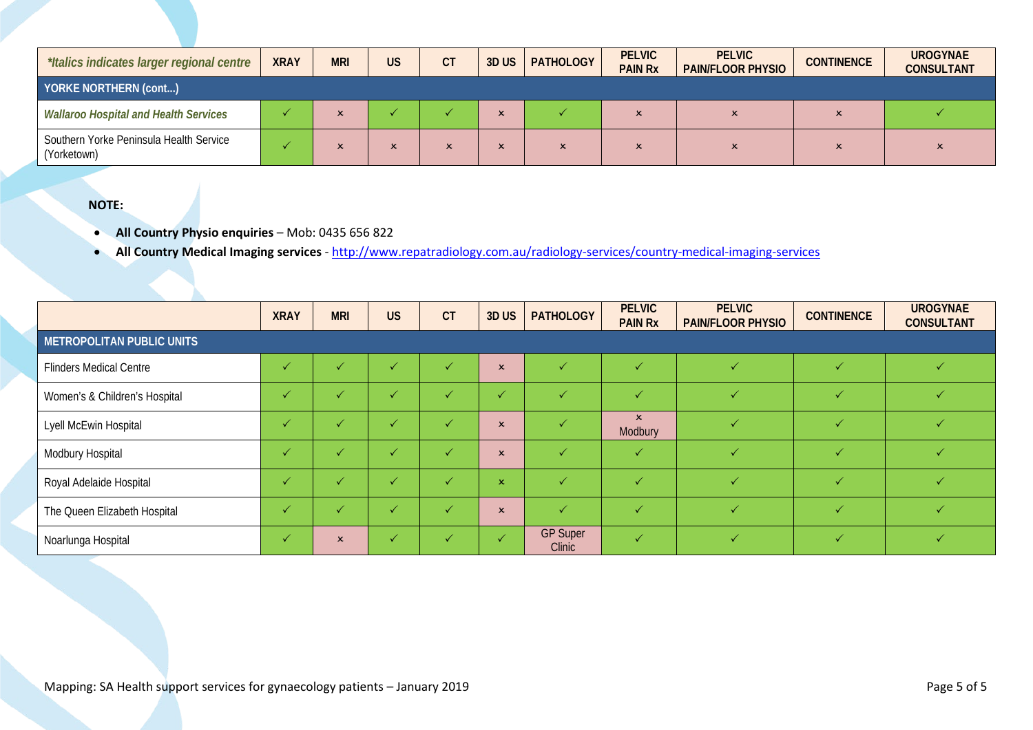| *\*Italics indicates larger regional centre* | XRAY | MRI | US | CT | 3D US | PATHOLOGY | PELVIC PAIN Rx | PELVIC PAIN/FLOOR PHYSIO | CONTINENCE | UROGYNAE CONSULTANT |
|---|---|---|---|---|---|---|---|---|---|---|
| **YORKE NORTHERN (cont…)** | | | | | | | | | | |
| ***Wallaroo Hospital and Health Services*** | ✓ | × | ✓ | ✓ | × | ✓ | × | × | × | ✓ |
| Southern Yorke Peninsula Health Service (Yorketown) | ✓ | × | × | × | × | × | × | × | × | × |

**NOTE:**

- **All Country Physio enquiries** – Mob: 0435 656 822
- **All Country Medical Imaging services** - http://www.repatradiology.com.au/radiology-services/country-medical-imaging-services

| | XRAY | MRI | US | CT | 3D US | PATHOLOGY | PELVIC PAIN Rx | PELVIC PAIN/FLOOR PHYSIO | CONTINENCE | UROGYNAE CONSULTANT |
|---|---|---|---|---|---|---|---|---|---|---|
| **METROPOLITAN PUBLIC UNITS** | | | | | | | | | | |
| Flinders Medical Centre | ✓ | ✓ | ✓ | ✓ | × | ✓ | ✓ | ✓ | ✓ | ✓ |
| Women's & Children's Hospital | ✓ | ✓ | ✓ | ✓ | ✓ | ✓ | ✓ | ✓ | ✓ | ✓ |
| Lyell McEwin Hospital | ✓ | ✓ | ✓ | ✓ | × | ✓ | × Modbury | ✓ | ✓ | ✓ |
| Modbury Hospital | ✓ | ✓ | ✓ | ✓ | × | ✓ | ✓ | ✓ | ✓ | ✓ |
| Royal Adelaide Hospital | ✓ | ✓ | ✓ | ✓ | × | ✓ | ✓ | ✓ | ✓ | ✓ |
| The Queen Elizabeth Hospital | ✓ | ✓ | ✓ | ✓ | × | ✓ | ✓ | ✓ | ✓ | ✓ |
| Noarlunga Hospital | ✓ | × | ✓ | ✓ | ✓ | GP Super Clinic | ✓ | ✓ | ✓ | ✓ |

Mapping: SA Health support services for gynaecology patients – January 2019